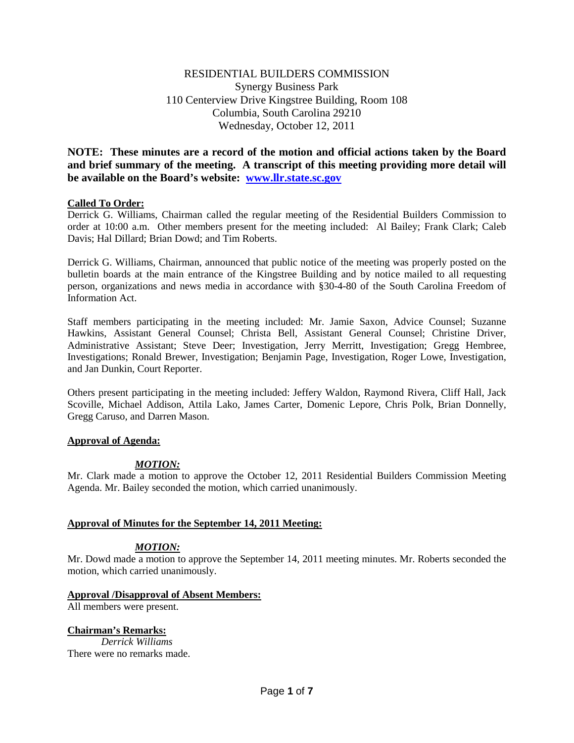# RESIDENTIAL BUILDERS COMMISSION

Synergy Business Park
110 Centerview Drive Kingstree Building, Room 108
Columbia, South Carolina 29210
Wednesday, October 12, 2011

**NOTE: These minutes are a record of the motion and official actions taken by the Board and brief summary of the meeting. A transcript of this meeting providing more detail will be available on the Board's website: [www.llr.state.sc.gov](http://www.llr.state.sc.gov)**

**Called To Order:**

Derrick G. Williams, Chairman called the regular meeting of the Residential Builders Commission to order at 10:00 a.m. Other members present for the meeting included: Al Bailey; Frank Clark; Caleb Davis; Hal Dillard; Brian Dowd; and Tim Roberts.

Derrick G. Williams, Chairman, announced that public notice of the meeting was properly posted on the bulletin boards at the main entrance of the Kingstree Building and by notice mailed to all requesting person, organizations and news media in accordance with §30-4-80 of the South Carolina Freedom of Information Act.

Staff members participating in the meeting included: Mr. Jamie Saxon, Advice Counsel; Suzanne Hawkins, Assistant General Counsel; Christa Bell, Assistant General Counsel; Christine Driver, Administrative Assistant; Steve Deer; Investigation, Jerry Merritt, Investigation; Gregg Hembree, Investigations; Ronald Brewer, Investigation; Benjamin Page, Investigation, Roger Lowe, Investigation, and Jan Dunkin, Court Reporter.

Others present participating in the meeting included: Jeffery Waldon, Raymond Rivera, Cliff Hall, Jack Scoville, Michael Addison, Attila Lako, James Carter, Domenic Lepore, Chris Polk, Brian Donnelly, Gregg Caruso, and Darren Mason.

**Approval of Agenda:**

***MOTION:***

Mr. Clark made a motion to approve the October 12, 2011 Residential Builders Commission Meeting Agenda. Mr. Bailey seconded the motion, which carried unanimously.

**Approval of Minutes for the September 14, 2011 Meeting:**

***MOTION:***

Mr. Dowd made a motion to approve the September 14, 2011 meeting minutes. Mr. Roberts seconded the motion, which carried unanimously.

**Approval /Disapproval of Absent Members:**

All members were present.

**Chairman's Remarks:**

*Derrick Williams*

There were no remarks made.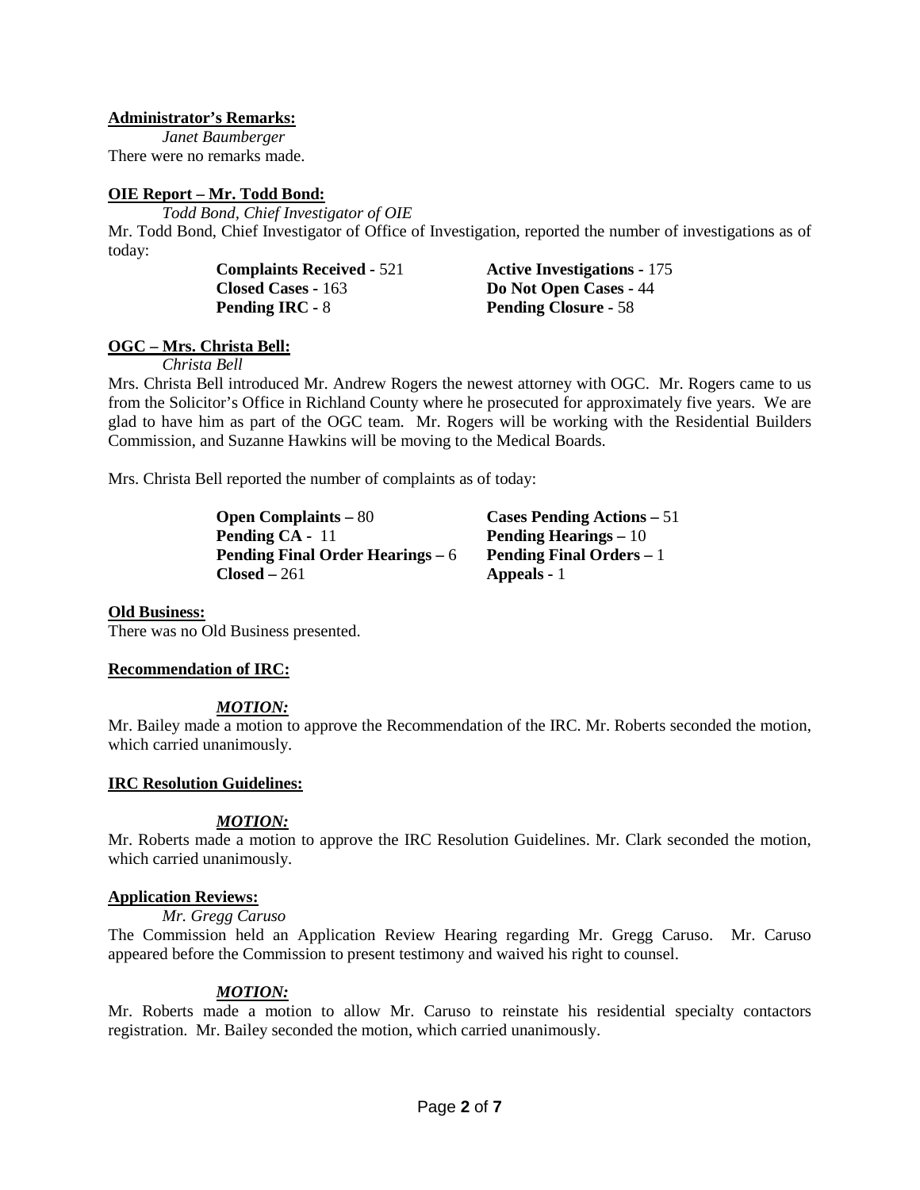**Administrator's Remarks:**

*Janet Baumberger*

There were no remarks made.

**OIE Report – Mr. Todd Bond:**

*Todd Bond, Chief Investigator of OIE*

Mr. Todd Bond, Chief Investigator of Office of Investigation, reported the number of investigations as of today:

**Complaints Received -** 521
**Active Investigations -** 175
**Closed Cases -** 163
**Do Not Open Cases -** 44
**Pending IRC -** 8
**Pending Closure -** 58

**OGC – Mrs. Christa Bell:**

*Christa Bell*

Mrs. Christa Bell introduced Mr. Andrew Rogers the newest attorney with OGC. Mr. Rogers came to us from the Solicitor's Office in Richland County where he prosecuted for approximately five years. We are glad to have him as part of the OGC team. Mr. Rogers will be working with the Residential Builders Commission, and Suzanne Hawkins will be moving to the Medical Boards.

Mrs. Christa Bell reported the number of complaints as of today:

**Open Complaints –** 80
**Cases Pending Actions –** 51
**Pending CA -** 11
**Pending Hearings –** 10
**Pending Final Order Hearings –** 6
**Pending Final Orders –** 1
**Closed –** 261
**Appeals -** 1

**Old Business:**

There was no Old Business presented.

**Recommendation of IRC:**

***MOTION:***

Mr. Bailey made a motion to approve the Recommendation of the IRC. Mr. Roberts seconded the motion, which carried unanimously.

**IRC Resolution Guidelines:**

***MOTION:***

Mr. Roberts made a motion to approve the IRC Resolution Guidelines. Mr. Clark seconded the motion, which carried unanimously.

**Application Reviews:**

*Mr. Gregg Caruso*

The Commission held an Application Review Hearing regarding Mr. Gregg Caruso. Mr. Caruso appeared before the Commission to present testimony and waived his right to counsel.

***MOTION:***

Mr. Roberts made a motion to allow Mr. Caruso to reinstate his residential specialty contactors registration. Mr. Bailey seconded the motion, which carried unanimously.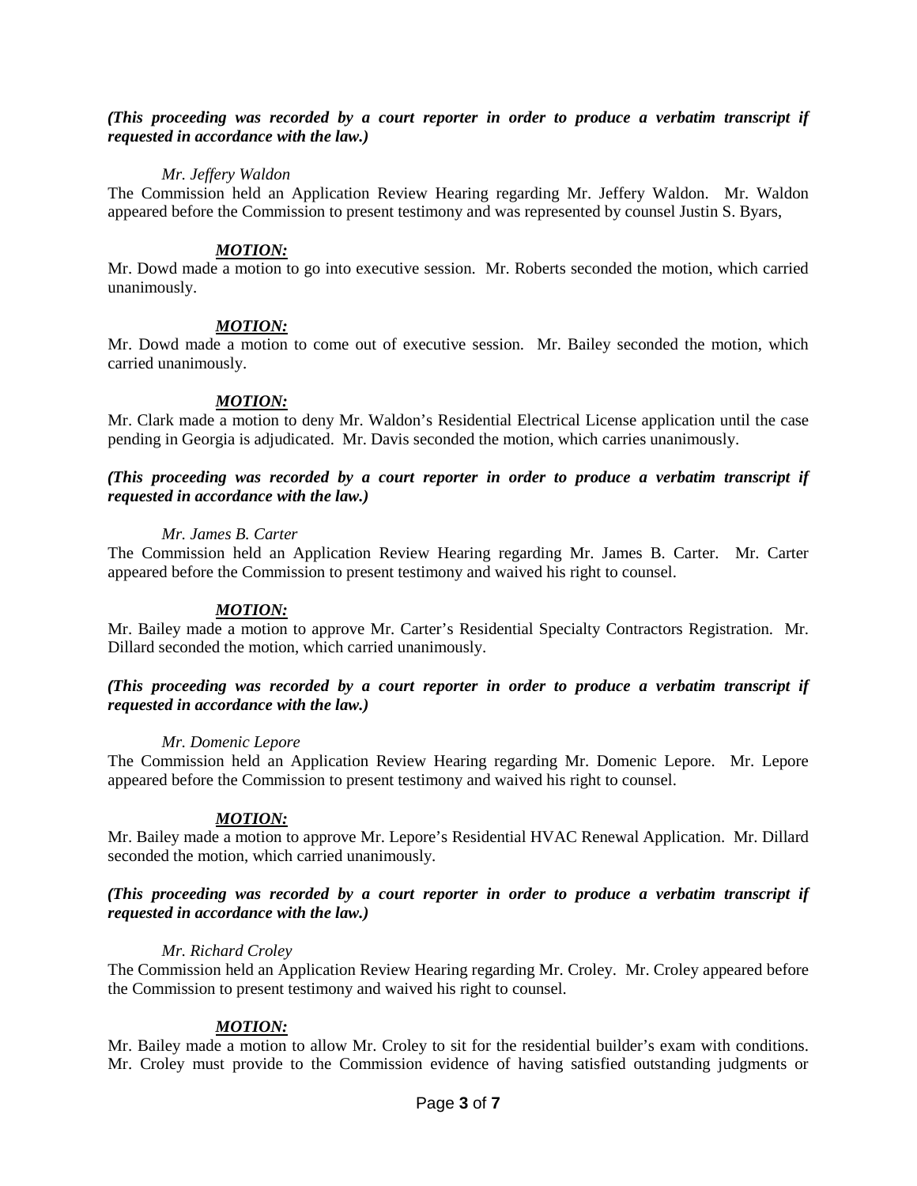***(This proceeding was recorded by a court reporter in order to produce a verbatim transcript if requested in accordance with the law.)***

*Mr. Jeffery Waldon*

The Commission held an Application Review Hearing regarding Mr. Jeffery Waldon. Mr. Waldon appeared before the Commission to present testimony and was represented by counsel Justin S. Byars,

***MOTION:***

Mr. Dowd made a motion to go into executive session. Mr. Roberts seconded the motion, which carried unanimously.

***MOTION:***

Mr. Dowd made a motion to come out of executive session. Mr. Bailey seconded the motion, which carried unanimously.

***MOTION:***

Mr. Clark made a motion to deny Mr. Waldon's Residential Electrical License application until the case pending in Georgia is adjudicated. Mr. Davis seconded the motion, which carries unanimously.

***(This proceeding was recorded by a court reporter in order to produce a verbatim transcript if requested in accordance with the law.)***

*Mr. James B. Carter*

The Commission held an Application Review Hearing regarding Mr. James B. Carter. Mr. Carter appeared before the Commission to present testimony and waived his right to counsel.

***MOTION:***

Mr. Bailey made a motion to approve Mr. Carter's Residential Specialty Contractors Registration. Mr. Dillard seconded the motion, which carried unanimously.

***(This proceeding was recorded by a court reporter in order to produce a verbatim transcript if requested in accordance with the law.)***

*Mr. Domenic Lepore*

The Commission held an Application Review Hearing regarding Mr. Domenic Lepore. Mr. Lepore appeared before the Commission to present testimony and waived his right to counsel.

***MOTION:***

Mr. Bailey made a motion to approve Mr. Lepore's Residential HVAC Renewal Application. Mr. Dillard seconded the motion, which carried unanimously.

***(This proceeding was recorded by a court reporter in order to produce a verbatim transcript if requested in accordance with the law.)***

*Mr. Richard Croley*

The Commission held an Application Review Hearing regarding Mr. Croley. Mr. Croley appeared before the Commission to present testimony and waived his right to counsel.

***MOTION:***

Mr. Bailey made a motion to allow Mr. Croley to sit for the residential builder's exam with conditions. Mr. Croley must provide to the Commission evidence of having satisfied outstanding judgments or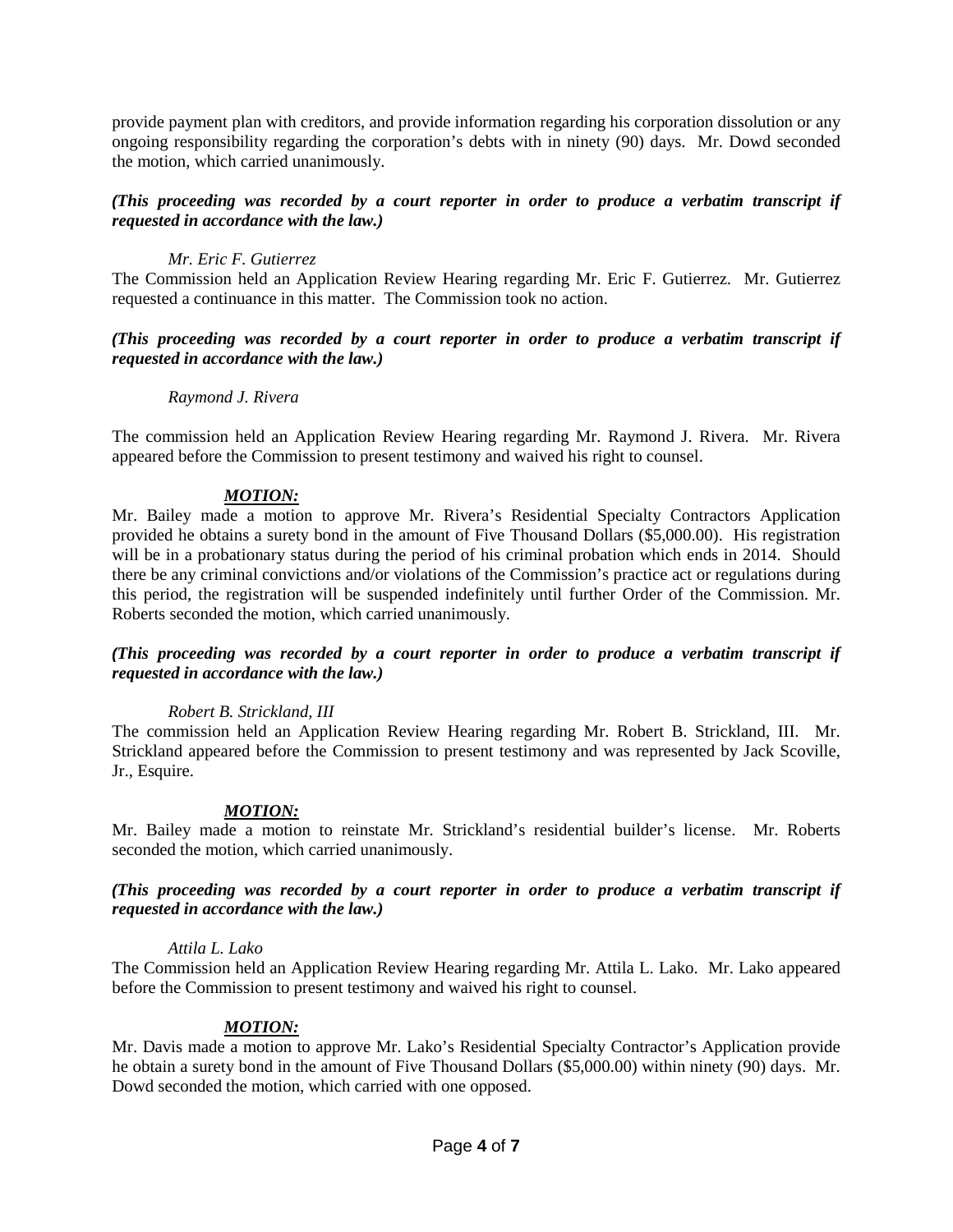provide payment plan with creditors, and provide information regarding his corporation dissolution or any ongoing responsibility regarding the corporation's debts with in ninety (90) days. Mr. Dowd seconded the motion, which carried unanimously.

***(This proceeding was recorded by a court reporter in order to produce a verbatim transcript if requested in accordance with the law.)***

*Mr. Eric F. Gutierrez*

The Commission held an Application Review Hearing regarding Mr. Eric F. Gutierrez. Mr. Gutierrez requested a continuance in this matter. The Commission took no action.

***(This proceeding was recorded by a court reporter in order to produce a verbatim transcript if requested in accordance with the law.)***

*Raymond J. Rivera*

The commission held an Application Review Hearing regarding Mr. Raymond J. Rivera. Mr. Rivera appeared before the Commission to present testimony and waived his right to counsel.

***MOTION:***

Mr. Bailey made a motion to approve Mr. Rivera's Residential Specialty Contractors Application provided he obtains a surety bond in the amount of Five Thousand Dollars ($5,000.00). His registration will be in a probationary status during the period of his criminal probation which ends in 2014. Should there be any criminal convictions and/or violations of the Commission's practice act or regulations during this period, the registration will be suspended indefinitely until further Order of the Commission. Mr. Roberts seconded the motion, which carried unanimously.

***(This proceeding was recorded by a court reporter in order to produce a verbatim transcript if requested in accordance with the law.)***

*Robert B. Strickland, III*

The commission held an Application Review Hearing regarding Mr. Robert B. Strickland, III. Mr. Strickland appeared before the Commission to present testimony and was represented by Jack Scoville, Jr., Esquire.

***MOTION:***

Mr. Bailey made a motion to reinstate Mr. Strickland's residential builder's license. Mr. Roberts seconded the motion, which carried unanimously.

***(This proceeding was recorded by a court reporter in order to produce a verbatim transcript if requested in accordance with the law.)***

*Attila L. Lako*

The Commission held an Application Review Hearing regarding Mr. Attila L. Lako. Mr. Lako appeared before the Commission to present testimony and waived his right to counsel.

***MOTION:***

Mr. Davis made a motion to approve Mr. Lako's Residential Specialty Contractor's Application provide he obtain a surety bond in the amount of Five Thousand Dollars ($5,000.00) within ninety (90) days. Mr. Dowd seconded the motion, which carried with one opposed.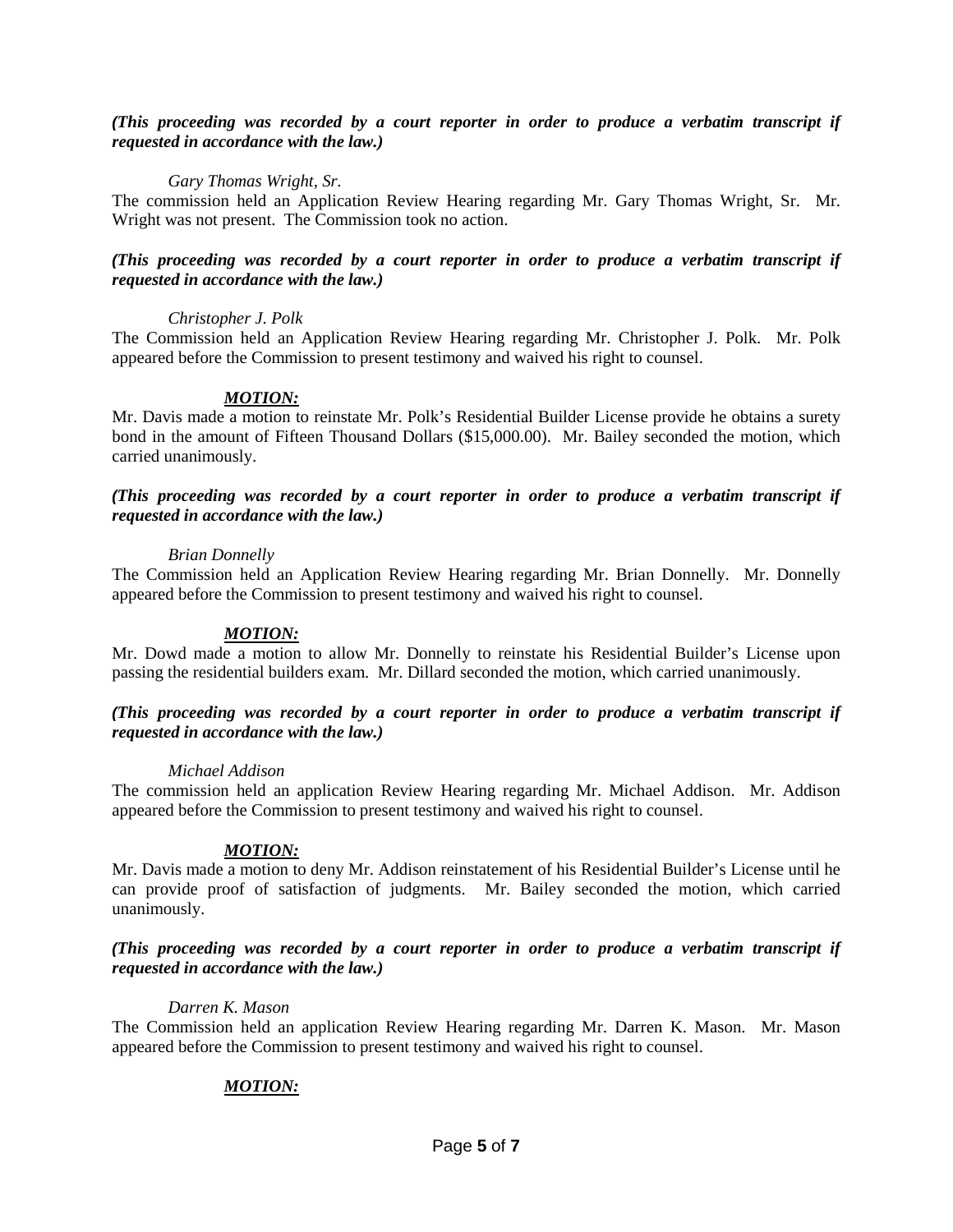***(This proceeding was recorded by a court reporter in order to produce a verbatim transcript if requested in accordance with the law.)***

*Gary Thomas Wright, Sr.*

The commission held an Application Review Hearing regarding Mr. Gary Thomas Wright, Sr. Mr. Wright was not present. The Commission took no action.

***(This proceeding was recorded by a court reporter in order to produce a verbatim transcript if requested in accordance with the law.)***

*Christopher J. Polk*

The Commission held an Application Review Hearing regarding Mr. Christopher J. Polk. Mr. Polk appeared before the Commission to present testimony and waived his right to counsel.

***MOTION:***

Mr. Davis made a motion to reinstate Mr. Polk's Residential Builder License provide he obtains a surety bond in the amount of Fifteen Thousand Dollars ($15,000.00). Mr. Bailey seconded the motion, which carried unanimously.

***(This proceeding was recorded by a court reporter in order to produce a verbatim transcript if requested in accordance with the law.)***

*Brian Donnelly*

The Commission held an Application Review Hearing regarding Mr. Brian Donnelly. Mr. Donnelly appeared before the Commission to present testimony and waived his right to counsel.

***MOTION:***

Mr. Dowd made a motion to allow Mr. Donnelly to reinstate his Residential Builder's License upon passing the residential builders exam. Mr. Dillard seconded the motion, which carried unanimously.

***(This proceeding was recorded by a court reporter in order to produce a verbatim transcript if requested in accordance with the law.)***

*Michael Addison*

The commission held an application Review Hearing regarding Mr. Michael Addison. Mr. Addison appeared before the Commission to present testimony and waived his right to counsel.

***MOTION:***

Mr. Davis made a motion to deny Mr. Addison reinstatement of his Residential Builder's License until he can provide proof of satisfaction of judgments. Mr. Bailey seconded the motion, which carried unanimously.

***(This proceeding was recorded by a court reporter in order to produce a verbatim transcript if requested in accordance with the law.)***

*Darren K. Mason*

The Commission held an application Review Hearing regarding Mr. Darren K. Mason. Mr. Mason appeared before the Commission to present testimony and waived his right to counsel.

***MOTION:***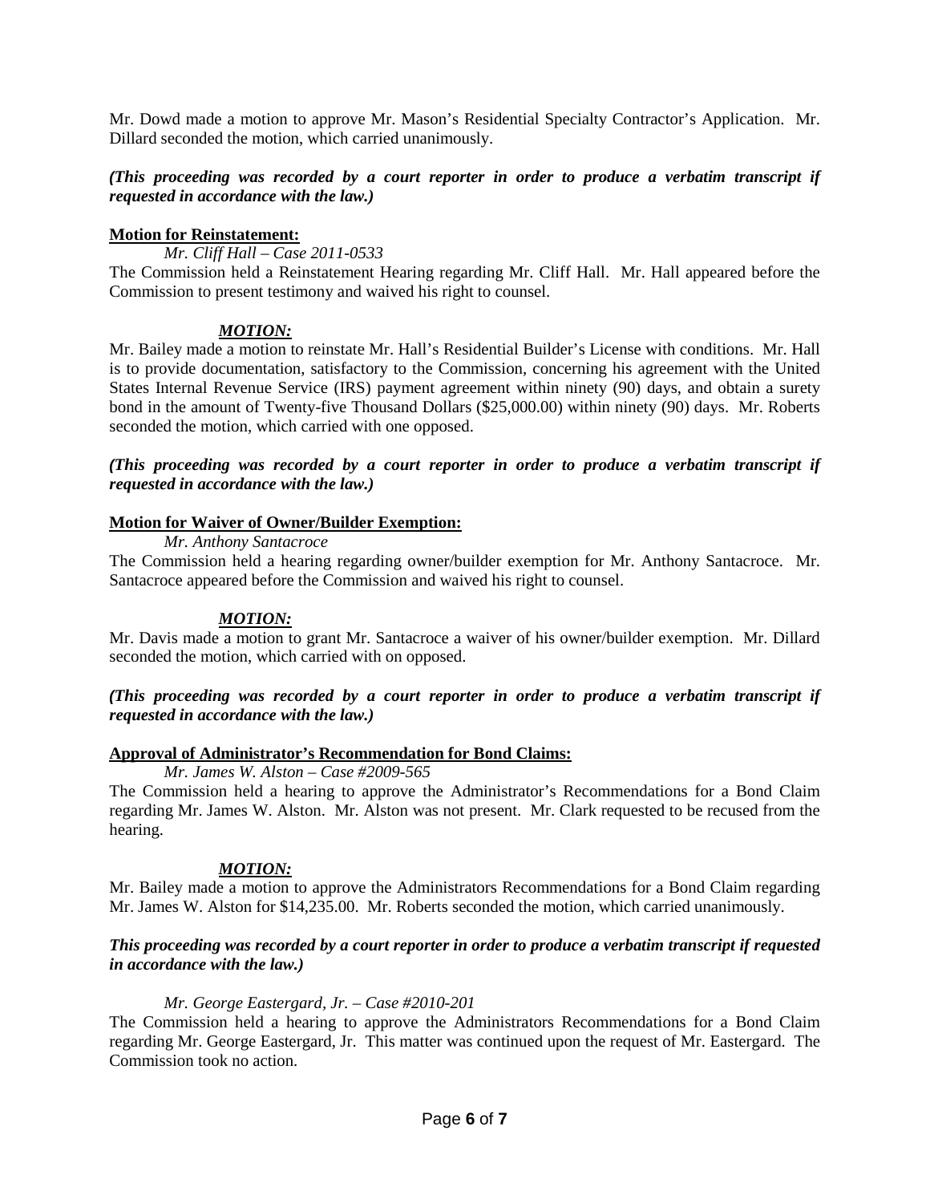Mr. Dowd made a motion to approve Mr. Mason's Residential Specialty Contractor's Application. Mr. Dillard seconded the motion, which carried unanimously.

***(This proceeding was recorded by a court reporter in order to produce a verbatim transcript if requested in accordance with the law.)***

**Motion for Reinstatement:**

*Mr. Cliff Hall – Case 2011-0533*

The Commission held a Reinstatement Hearing regarding Mr. Cliff Hall. Mr. Hall appeared before the Commission to present testimony and waived his right to counsel.

***MOTION:***

Mr. Bailey made a motion to reinstate Mr. Hall's Residential Builder's License with conditions. Mr. Hall is to provide documentation, satisfactory to the Commission, concerning his agreement with the United States Internal Revenue Service (IRS) payment agreement within ninety (90) days, and obtain a surety bond in the amount of Twenty-five Thousand Dollars ($25,000.00) within ninety (90) days. Mr. Roberts seconded the motion, which carried with one opposed.

***(This proceeding was recorded by a court reporter in order to produce a verbatim transcript if requested in accordance with the law.)***

**Motion for Waiver of Owner/Builder Exemption:**

*Mr. Anthony Santacroce*

The Commission held a hearing regarding owner/builder exemption for Mr. Anthony Santacroce. Mr. Santacroce appeared before the Commission and waived his right to counsel.

***MOTION:***

Mr. Davis made a motion to grant Mr. Santacroce a waiver of his owner/builder exemption. Mr. Dillard seconded the motion, which carried with on opposed.

***(This proceeding was recorded by a court reporter in order to produce a verbatim transcript if requested in accordance with the law.)***

**Approval of Administrator's Recommendation for Bond Claims:**

*Mr. James W. Alston – Case #2009-565*

The Commission held a hearing to approve the Administrator's Recommendations for a Bond Claim regarding Mr. James W. Alston. Mr. Alston was not present. Mr. Clark requested to be recused from the hearing.

***MOTION:***

Mr. Bailey made a motion to approve the Administrators Recommendations for a Bond Claim regarding Mr. James W. Alston for $14,235.00. Mr. Roberts seconded the motion, which carried unanimously.

***This proceeding was recorded by a court reporter in order to produce a verbatim transcript if requested in accordance with the law.)***

*Mr. George Eastergard, Jr. – Case #2010-201*

The Commission held a hearing to approve the Administrators Recommendations for a Bond Claim regarding Mr. George Eastergard, Jr. This matter was continued upon the request of Mr. Eastergard. The Commission took no action.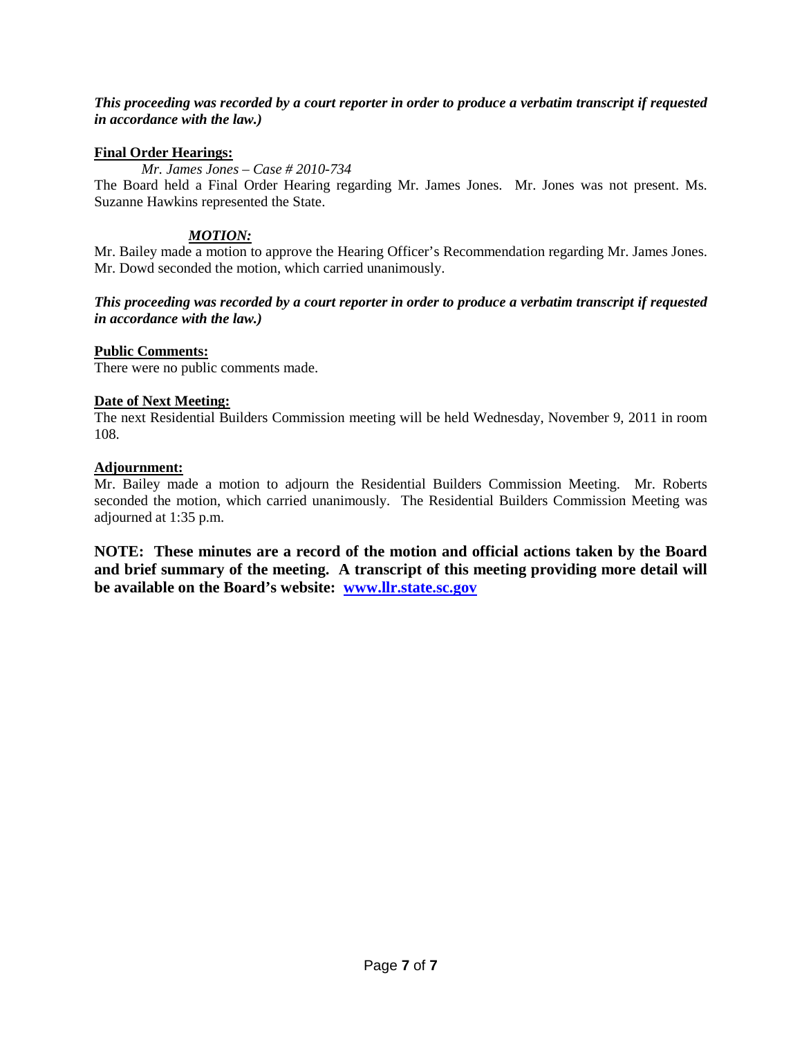***This proceeding was recorded by a court reporter in order to produce a verbatim transcript if requested in accordance with the law.)***

**Final Order Hearings:**

*Mr. James Jones – Case # 2010-734*

The Board held a Final Order Hearing regarding Mr. James Jones. Mr. Jones was not present. Ms. Suzanne Hawkins represented the State.

***MOTION:***

Mr. Bailey made a motion to approve the Hearing Officer's Recommendation regarding Mr. James Jones. Mr. Dowd seconded the motion, which carried unanimously.

***This proceeding was recorded by a court reporter in order to produce a verbatim transcript if requested in accordance with the law.)***

**Public Comments:**

There were no public comments made.

**Date of Next Meeting:**

The next Residential Builders Commission meeting will be held Wednesday, November 9, 2011 in room 108.

**Adjournment:**

Mr. Bailey made a motion to adjourn the Residential Builders Commission Meeting. Mr. Roberts seconded the motion, which carried unanimously. The Residential Builders Commission Meeting was adjourned at 1:35 p.m.

**NOTE: These minutes are a record of the motion and official actions taken by the Board and brief summary of the meeting. A transcript of this meeting providing more detail will be available on the Board's website: [www.llr.state.sc.gov](http://www.llr.state.sc.gov)**